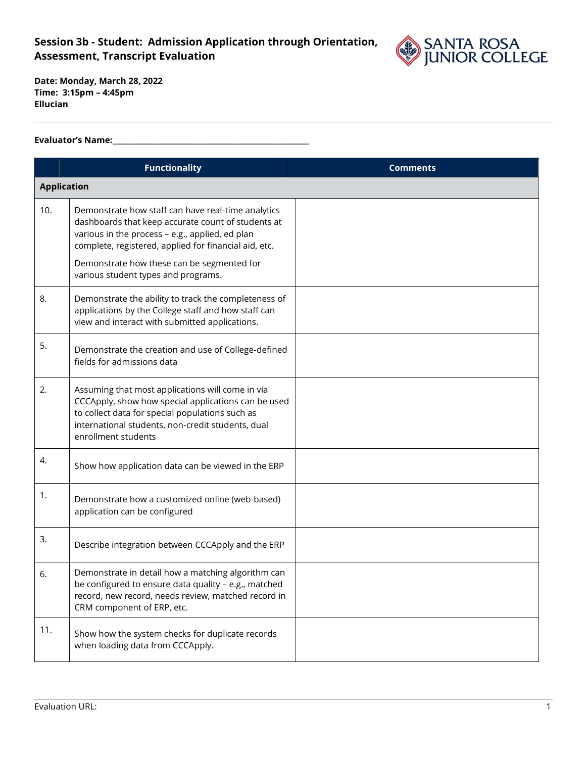# Session 3b - Student: Admission Application through Orientation, Assessment, Transcript Evaluation

**Date: Monday, March 28, 2022**
**Time: 3:15pm – 4:45pm**
**Ellucian**

**Evaluator's Name:**\_\_\_\_\_\_\_\_\_\_\_\_\_\_\_\_\_\_\_\_\_\_\_\_\_\_\_\_\_\_\_\_\_\_\_\_\_\_\_\_\_\_\_\_\_\_

| | Functionality | Comments |
|---|---|---|
| **Application** | | |
| 10. | Demonstrate how staff can have real-time analytics dashboards that keep accurate count of students at various in the process – e.g., applied, ed plan complete, registered, applied for financial aid, etc.<br><br>Demonstrate how these can be segmented for various student types and programs. | |
| 8. | Demonstrate the ability to track the completeness of applications by the College staff and how staff can view and interact with submitted applications. | |
| 5. | Demonstrate the creation and use of College-defined fields for admissions data | |
| 2. | Assuming that most applications will come in via CCCApply, show how special applications can be used to collect data for special populations such as international students, non-credit students, dual enrollment students | |
| 4. | Show how application data can be viewed in the ERP | |
| 1. | Demonstrate how a customized online (web-based) application can be configured | |
| 3. | Describe integration between CCCApply and the ERP | |
| 6. | Demonstrate in detail how a matching algorithm can be configured to ensure data quality – e.g., matched record, new record, needs review, matched record in CRM component of ERP, etc. | |
| 11. | Show how the system checks for duplicate records when loading data from CCCApply. | |

Evaluation URL: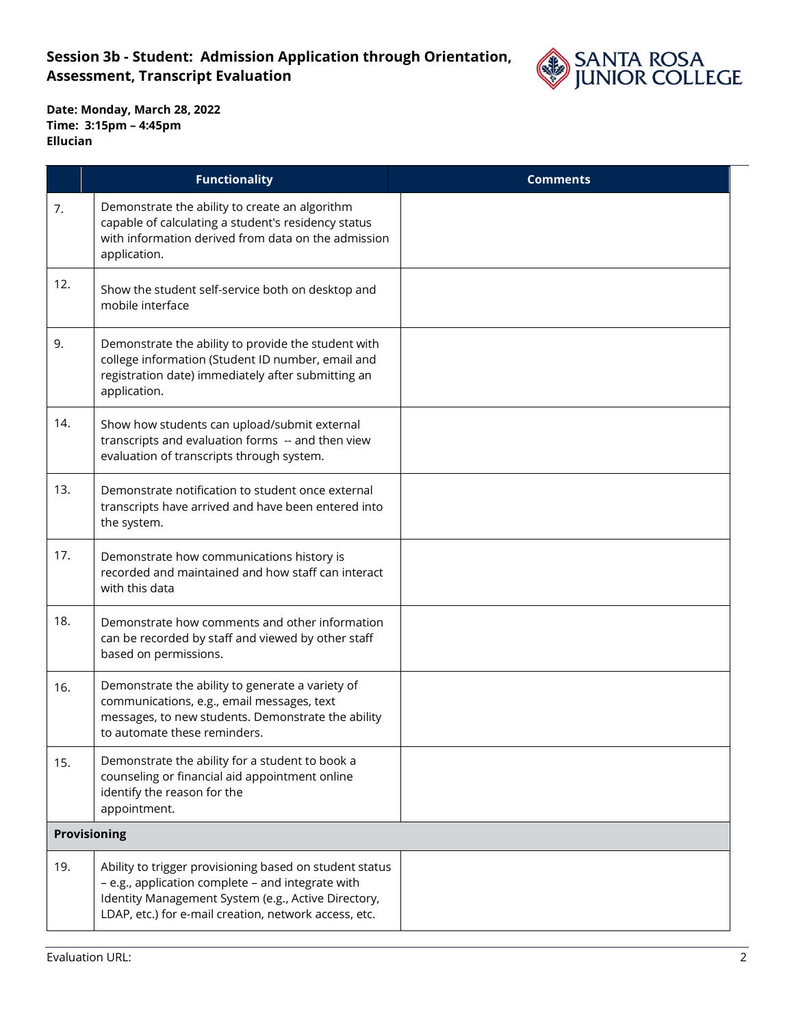## Session 3b - Student: Admission Application through Orientation, Assessment, Transcript Evaluation

**Date: Monday, March 28, 2022**
**Time: 3:15pm – 4:45pm**
**Ellucian**

| | Functionality | Comments |
|---|---|---|
| 7. | Demonstrate the ability to create an algorithm capable of calculating a student's residency status with information derived from data on the admission application. | |
| 12. | Show the student self-service both on desktop and mobile interface | |
| 9. | Demonstrate the ability to provide the student with college information (Student ID number, email and registration date) immediately after submitting an application. | |
| 14. | Show how students can upload/submit external transcripts and evaluation forms -- and then view evaluation of transcripts through system. | |
| 13. | Demonstrate notification to student once external transcripts have arrived and have been entered into the system. | |
| 17. | Demonstrate how communications history is recorded and maintained and how staff can interact with this data | |
| 18. | Demonstrate how comments and other information can be recorded by staff and viewed by other staff based on permissions. | |
| 16. | Demonstrate the ability to generate a variety of communications, e.g., email messages, text messages, to new students. Demonstrate the ability to automate these reminders. | |
| 15. | Demonstrate the ability for a student to book a counseling or financial aid appointment online identify the reason for the appointment. | |
| **Provisioning** | | |
| 19. | Ability to trigger provisioning based on student status – e.g., application complete – and integrate with Identity Management System (e.g., Active Directory, LDAP, etc.) for e-mail creation, network access, etc. | |

Evaluation URL: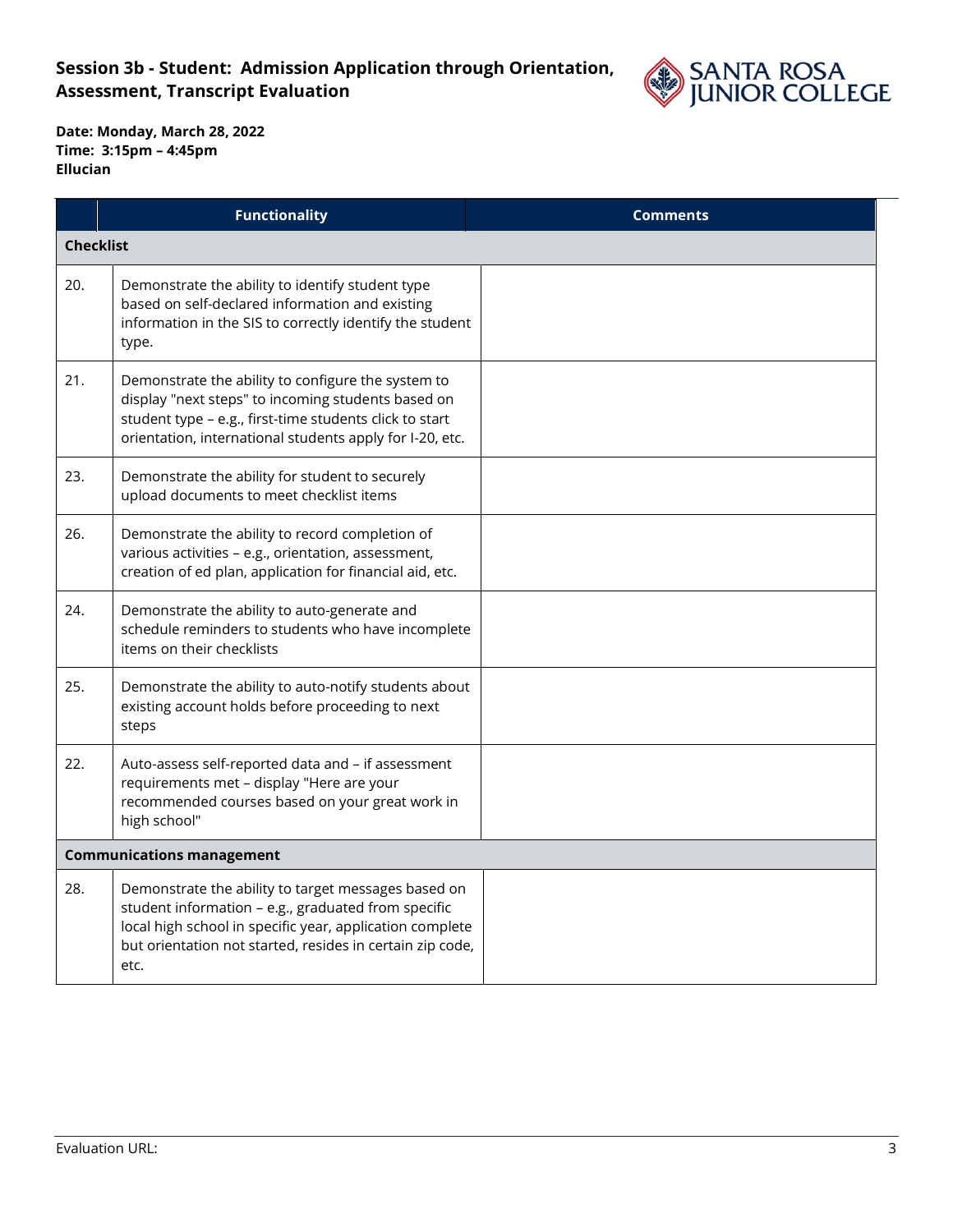## Session 3b - Student: Admission Application through Orientation, Assessment, Transcript Evaluation

**Date: Monday, March 28, 2022**
**Time: 3:15pm – 4:45pm**
**Ellucian**

| | Functionality | Comments |
|---|---|---|
| **Checklist** | | |
| 20. | Demonstrate the ability to identify student type based on self-declared information and existing information in the SIS to correctly identify the student type. | |
| 21. | Demonstrate the ability to configure the system to display "next steps" to incoming students based on student type – e.g., first-time students click to start orientation, international students apply for I-20, etc. | |
| 23. | Demonstrate the ability for student to securely upload documents to meet checklist items | |
| 26. | Demonstrate the ability to record completion of various activities – e.g., orientation, assessment, creation of ed plan, application for financial aid, etc. | |
| 24. | Demonstrate the ability to auto-generate and schedule reminders to students who have incomplete items on their checklists | |
| 25. | Demonstrate the ability to auto-notify students about existing account holds before proceeding to next steps | |
| 22. | Auto-assess self-reported data and – if assessment requirements met – display "Here are your recommended courses based on your great work in high school" | |
| **Communications management** | | |
| 28. | Demonstrate the ability to target messages based on student information – e.g., graduated from specific local high school in specific year, application complete but orientation not started, resides in certain zip code, etc. | |

Evaluation URL: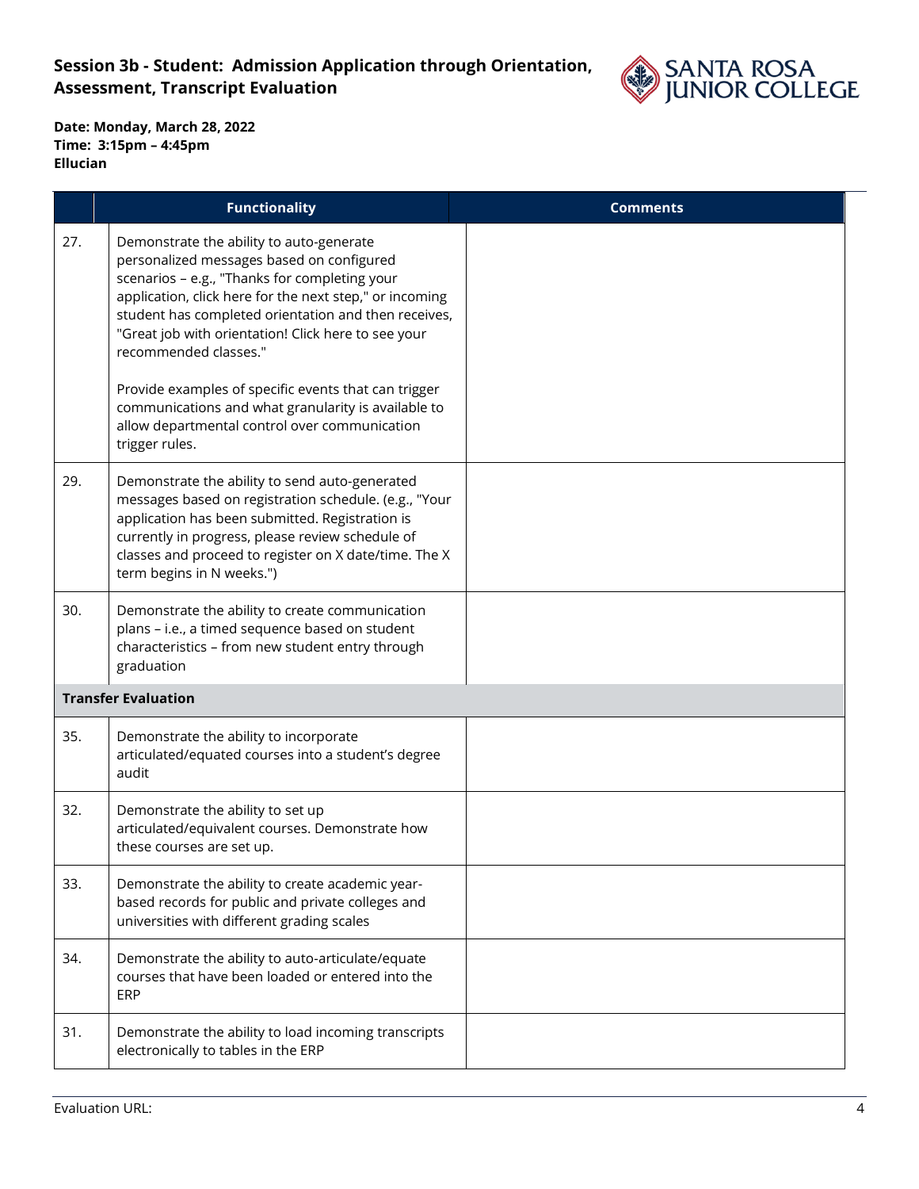## Session 3b - Student: Admission Application through Orientation, Assessment, Transcript Evaluation

**Date: Monday, March 28, 2022**
**Time: 3:15pm – 4:45pm**
**Ellucian**

| | Functionality | Comments |
|---|---|---|
| 27. | Demonstrate the ability to auto-generate personalized messages based on configured scenarios – e.g., "Thanks for completing your application, click here for the next step," or incoming student has completed orientation and then receives, "Great job with orientation! Click here to see your recommended classes."<br><br>Provide examples of specific events that can trigger communications and what granularity is available to allow departmental control over communication trigger rules. | |
| 29. | Demonstrate the ability to send auto-generated messages based on registration schedule. (e.g., "Your application has been submitted. Registration is currently in progress, please review schedule of classes and proceed to register on X date/time. The X term begins in N weeks.") | |
| 30. | Demonstrate the ability to create communication plans – i.e., a timed sequence based on student characteristics – from new student entry through graduation | |
| **Transfer Evaluation** | | |
| 35. | Demonstrate the ability to incorporate articulated/equated courses into a student's degree audit | |
| 32. | Demonstrate the ability to set up articulated/equivalent courses. Demonstrate how these courses are set up. | |
| 33. | Demonstrate the ability to create academic year-based records for public and private colleges and universities with different grading scales | |
| 34. | Demonstrate the ability to auto-articulate/equate courses that have been loaded or entered into the ERP | |
| 31. | Demonstrate the ability to load incoming transcripts electronically to tables in the ERP | |

Evaluation URL: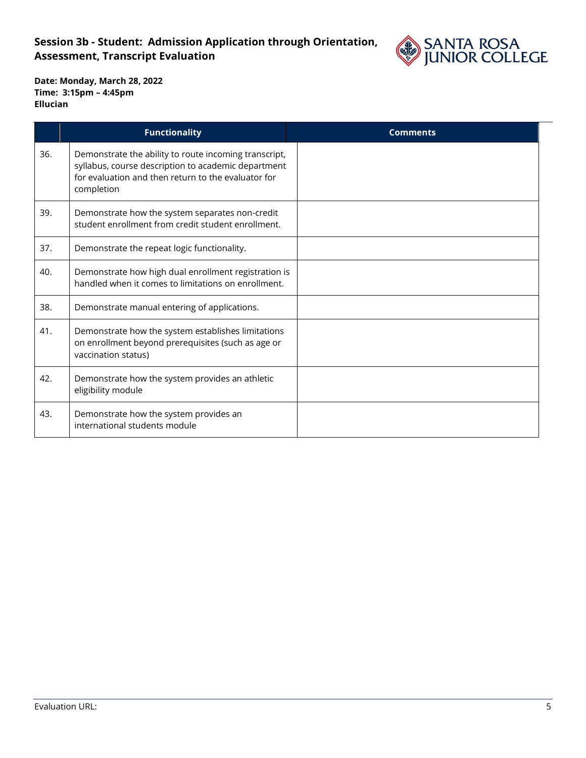# Session 3b - Student: Admission Application through Orientation, Assessment, Transcript Evaluation

**Date: Monday, March 28, 2022**
**Time: 3:15pm – 4:45pm**
**Ellucian**

| | Functionality | Comments |
|---|---|---|
| 36. | Demonstrate the ability to route incoming transcript, syllabus, course description to academic department for evaluation and then return to the evaluator for completion | |
| 39. | Demonstrate how the system separates non-credit student enrollment from credit student enrollment. | |
| 37. | Demonstrate the repeat logic functionality. | |
| 40. | Demonstrate how high dual enrollment registration is handled when it comes to limitations on enrollment. | |
| 38. | Demonstrate manual entering of applications. | |
| 41. | Demonstrate how the system establishes limitations on enrollment beyond prerequisites (such as age or vaccination status) | |
| 42. | Demonstrate how the system provides an athletic eligibility module | |
| 43. | Demonstrate how the system provides an international students module | |

Evaluation URL: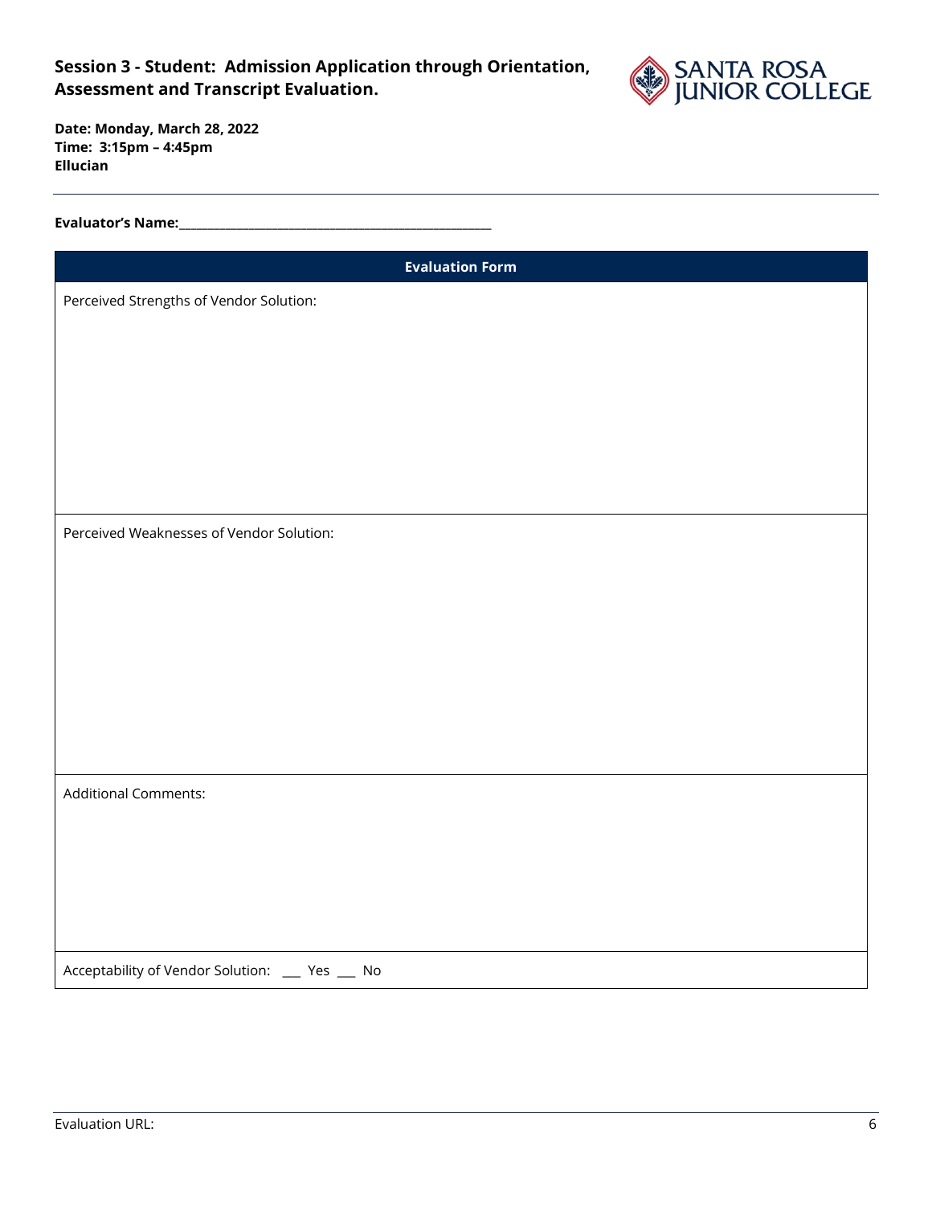**Session 3 - Student: Admission Application through Orientation, Assessment and Transcript Evaluation.**

**Date: Monday, March 28, 2022**
**Time: 3:15pm – 4:45pm**
**Ellucian**

---

**Evaluator's Name:**_______________________________________________

| Evaluation Form |
| --- |
| Perceived Strengths of Vendor Solution: |
| Perceived Weaknesses of Vendor Solution: |
| Additional Comments: |
| Acceptability of Vendor Solution: ___ Yes ___ No |

Evaluation URL: